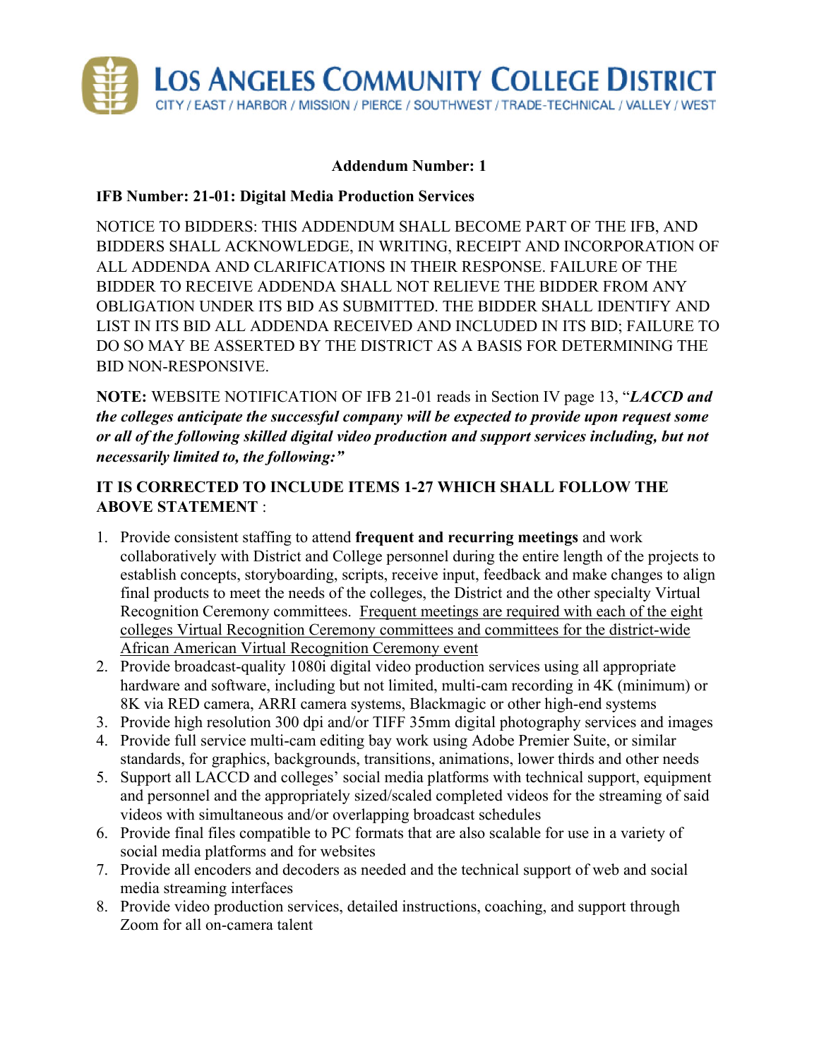# LOS ANGELES COMMUNITY COLLEGE DISTRICT

CITY / EAST / HARBOR / MISSION / PIERCE / SOUTHWEST / TRADE-TECHNICAL / VALLEY / WEST

**Addendum Number: 1**

**IFB Number: 21-01: Digital Media Production Services**

NOTICE TO BIDDERS: THIS ADDENDUM SHALL BECOME PART OF THE IFB, AND BIDDERS SHALL ACKNOWLEDGE, IN WRITING, RECEIPT AND INCORPORATION OF ALL ADDENDA AND CLARIFICATIONS IN THEIR RESPONSE. FAILURE OF THE BIDDER TO RECEIVE ADDENDA SHALL NOT RELIEVE THE BIDDER FROM ANY OBLIGATION UNDER ITS BID AS SUBMITTED. THE BIDDER SHALL IDENTIFY AND LIST IN ITS BID ALL ADDENDA RECEIVED AND INCLUDED IN ITS BID; FAILURE TO DO SO MAY BE ASSERTED BY THE DISTRICT AS A BASIS FOR DETERMINING THE BID NON-RESPONSIVE.

**NOTE:** WEBSITE NOTIFICATION OF IFB 21-01 reads in Section IV page 13, "***LACCD and the colleges anticipate the successful company will be expected to provide upon request some or all of the following skilled digital video production and support services including, but not necessarily limited to, the following:"***

**IT IS CORRECTED TO INCLUDE ITEMS 1-27 WHICH SHALL FOLLOW THE ABOVE STATEMENT** :

1. Provide consistent staffing to attend **frequent and recurring meetings** and work collaboratively with District and College personnel during the entire length of the projects to establish concepts, storyboarding, scripts, receive input, feedback and make changes to align final products to meet the needs of the colleges, the District and the other specialty Virtual Recognition Ceremony committees. Frequent meetings are required with each of the eight colleges Virtual Recognition Ceremony committees and committees for the district-wide African American Virtual Recognition Ceremony event
2. Provide broadcast-quality 1080i digital video production services using all appropriate hardware and software, including but not limited, multi-cam recording in 4K (minimum) or 8K via RED camera, ARRI camera systems, Blackmagic or other high-end systems
3. Provide high resolution 300 dpi and/or TIFF 35mm digital photography services and images
4. Provide full service multi-cam editing bay work using Adobe Premier Suite, or similar standards, for graphics, backgrounds, transitions, animations, lower thirds and other needs
5. Support all LACCD and colleges' social media platforms with technical support, equipment and personnel and the appropriately sized/scaled completed videos for the streaming of said videos with simultaneous and/or overlapping broadcast schedules
6. Provide final files compatible to PC formats that are also scalable for use in a variety of social media platforms and for websites
7. Provide all encoders and decoders as needed and the technical support of web and social media streaming interfaces
8. Provide video production services, detailed instructions, coaching, and support through Zoom for all on-camera talent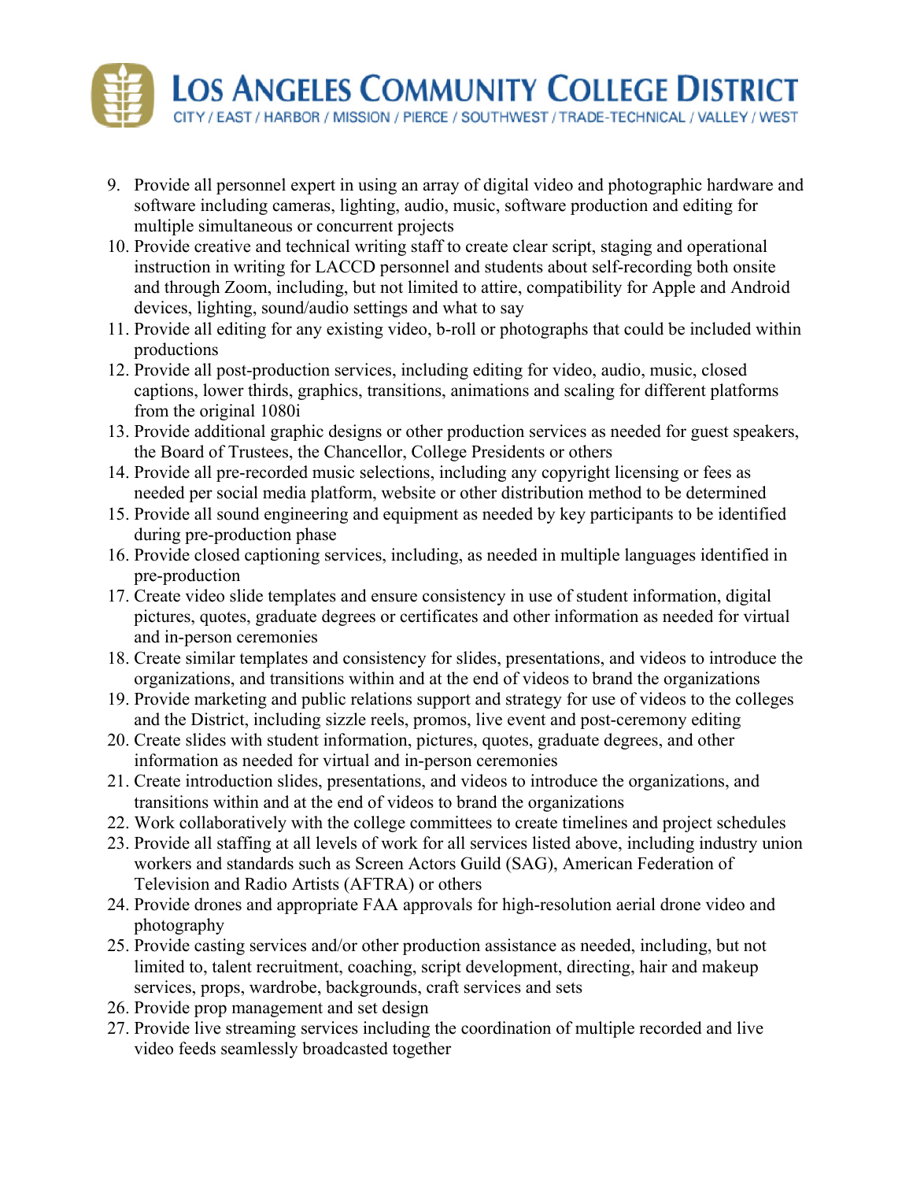9. Provide all personnel expert in using an array of digital video and photographic hardware and software including cameras, lighting, audio, music, software production and editing for multiple simultaneous or concurrent projects
10. Provide creative and technical writing staff to create clear script, staging and operational instruction in writing for LACCD personnel and students about self-recording both onsite and through Zoom, including, but not limited to attire, compatibility for Apple and Android devices, lighting, sound/audio settings and what to say
11. Provide all editing for any existing video, b-roll or photographs that could be included within productions
12. Provide all post-production services, including editing for video, audio, music, closed captions, lower thirds, graphics, transitions, animations and scaling for different platforms from the original 1080i
13. Provide additional graphic designs or other production services as needed for guest speakers, the Board of Trustees, the Chancellor, College Presidents or others
14. Provide all pre-recorded music selections, including any copyright licensing or fees as needed per social media platform, website or other distribution method to be determined
15. Provide all sound engineering and equipment as needed by key participants to be identified during pre-production phase
16. Provide closed captioning services, including, as needed in multiple languages identified in pre-production
17. Create video slide templates and ensure consistency in use of student information, digital pictures, quotes, graduate degrees or certificates and other information as needed for virtual and in-person ceremonies
18. Create similar templates and consistency for slides, presentations, and videos to introduce the organizations, and transitions within and at the end of videos to brand the organizations
19. Provide marketing and public relations support and strategy for use of videos to the colleges and the District, including sizzle reels, promos, live event and post-ceremony editing
20. Create slides with student information, pictures, quotes, graduate degrees, and other information as needed for virtual and in-person ceremonies
21. Create introduction slides, presentations, and videos to introduce the organizations, and transitions within and at the end of videos to brand the organizations
22. Work collaboratively with the college committees to create timelines and project schedules
23. Provide all staffing at all levels of work for all services listed above, including industry union workers and standards such as Screen Actors Guild (SAG), American Federation of Television and Radio Artists (AFTRA) or others
24. Provide drones and appropriate FAA approvals for high-resolution aerial drone video and photography
25. Provide casting services and/or other production assistance as needed, including, but not limited to, talent recruitment, coaching, script development, directing, hair and makeup services, props, wardrobe, backgrounds, craft services and sets
26. Provide prop management and set design
27. Provide live streaming services including the coordination of multiple recorded and live video feeds seamlessly broadcasted together